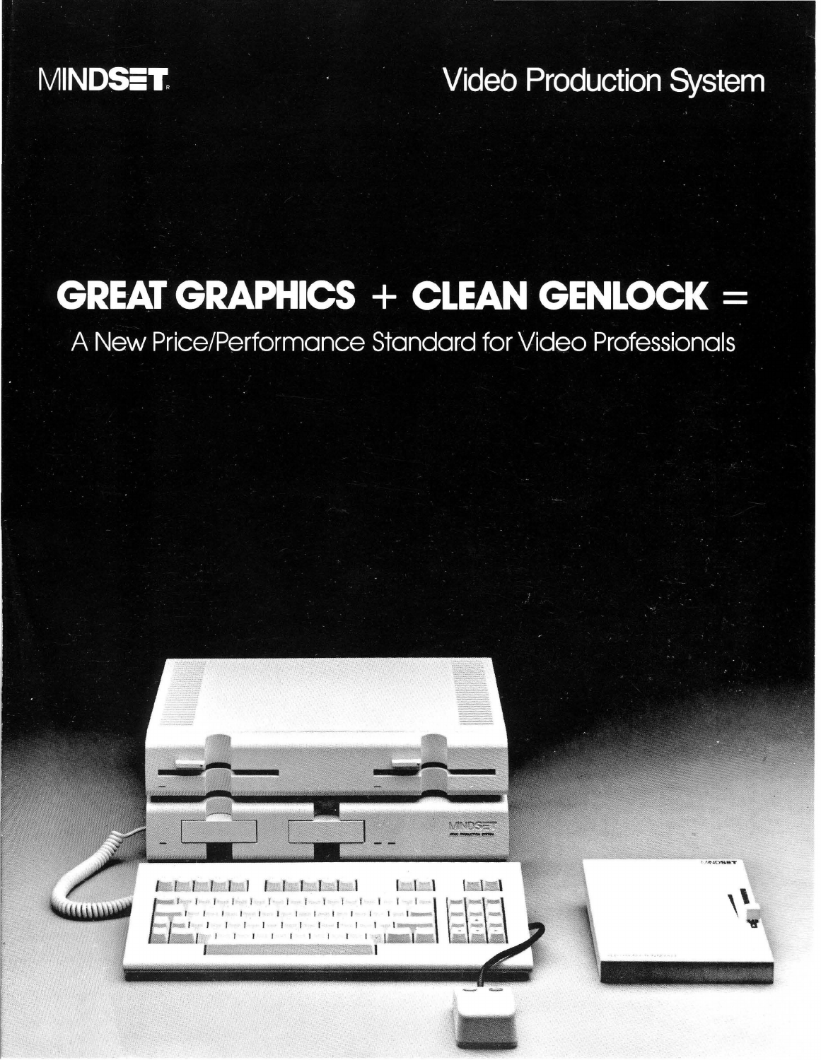MINDSET

Video Production System

# GREAT GRAPHICS + CLEAN GENLOCK =

A New Price/Performance Standard for Video Professionals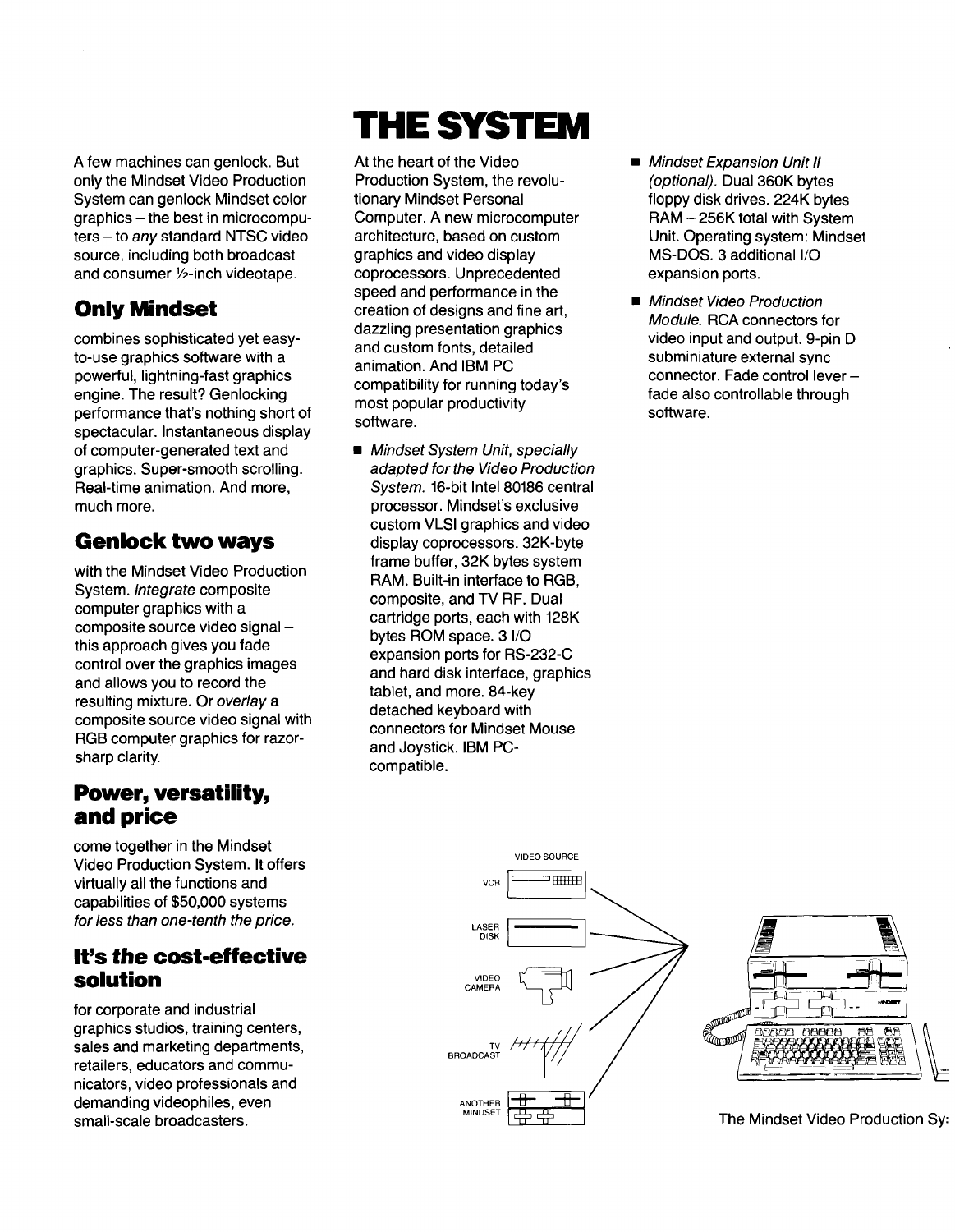# THE SYSTEM

A few machines can genlock. But only the Mindset Video Production System can genlock Mindset color graphics – the best in microcomputers – to *any* standard NTSC video source, including both broadcast and consumer ½-inch videotape.

## Only Mindset

combines sophisticated yet easy-to-use graphics software with a powerful, lightning-fast graphics engine. The result? Genlocking performance that's nothing short of spectacular. Instantaneous display of computer-generated text and graphics. Super-smooth scrolling. Real-time animation. And more, much more.

## Genlock two ways

with the Mindset Video Production System. *Integrate* composite computer graphics with a composite source video signal – this approach gives you fade control over the graphics images and allows you to record the resulting mixture. Or *overlay* a composite source video signal with RGB computer graphics for razor-sharp clarity.

## Power, versatility, and price

come together in the Mindset Video Production System. It offers virtually all the functions and capabilities of $50,000 systems *for less than one-tenth the price.*

## It's *the* cost-effective solution

for corporate and industrial graphics studios, training centers, sales and marketing departments, retailers, educators and communicators, video professionals and demanding videophiles, even small-scale broadcasters.

At the heart of the Video Production System, the revolutionary Mindset Personal Computer. A new microcomputer architecture, based on custom graphics and video display coprocessors. Unprecedented speed and performance in the creation of designs and fine art, dazzling presentation graphics and custom fonts, detailed animation. And IBM PC compatibility for running today's most popular productivity software.

- *Mindset System Unit, specially adapted for the Video Production System.* 16-bit Intel 80186 central processor. Mindset's exclusive custom VLSI graphics and video display coprocessors. 32K-byte frame buffer, 32K bytes system RAM. Built-in interface to RGB, composite, and TV RF. Dual cartridge ports, each with 128K bytes ROM space. 3 I/O expansion ports for RS-232-C and hard disk interface, graphics tablet, and more. 84-key detached keyboard with connectors for Mindset Mouse and Joystick. IBM PC-compatible.
- *Mindset Expansion Unit II (optional).* Dual 360K bytes floppy disk drives. 224K bytes RAM – 256K total with System Unit. Operating system: Mindset MS-DOS. 3 additional I/O expansion ports.
- *Mindset Video Production Module.* RCA connectors for video input and output. 9-pin D subminiature external sync connector. Fade control lever – fade also controllable through software.

VIDEO SOURCE

VCR

LASER DISK

VIDEO CAMERA

TV BROADCAST

ANOTHER MINDSET

The Mindset Video Production Sy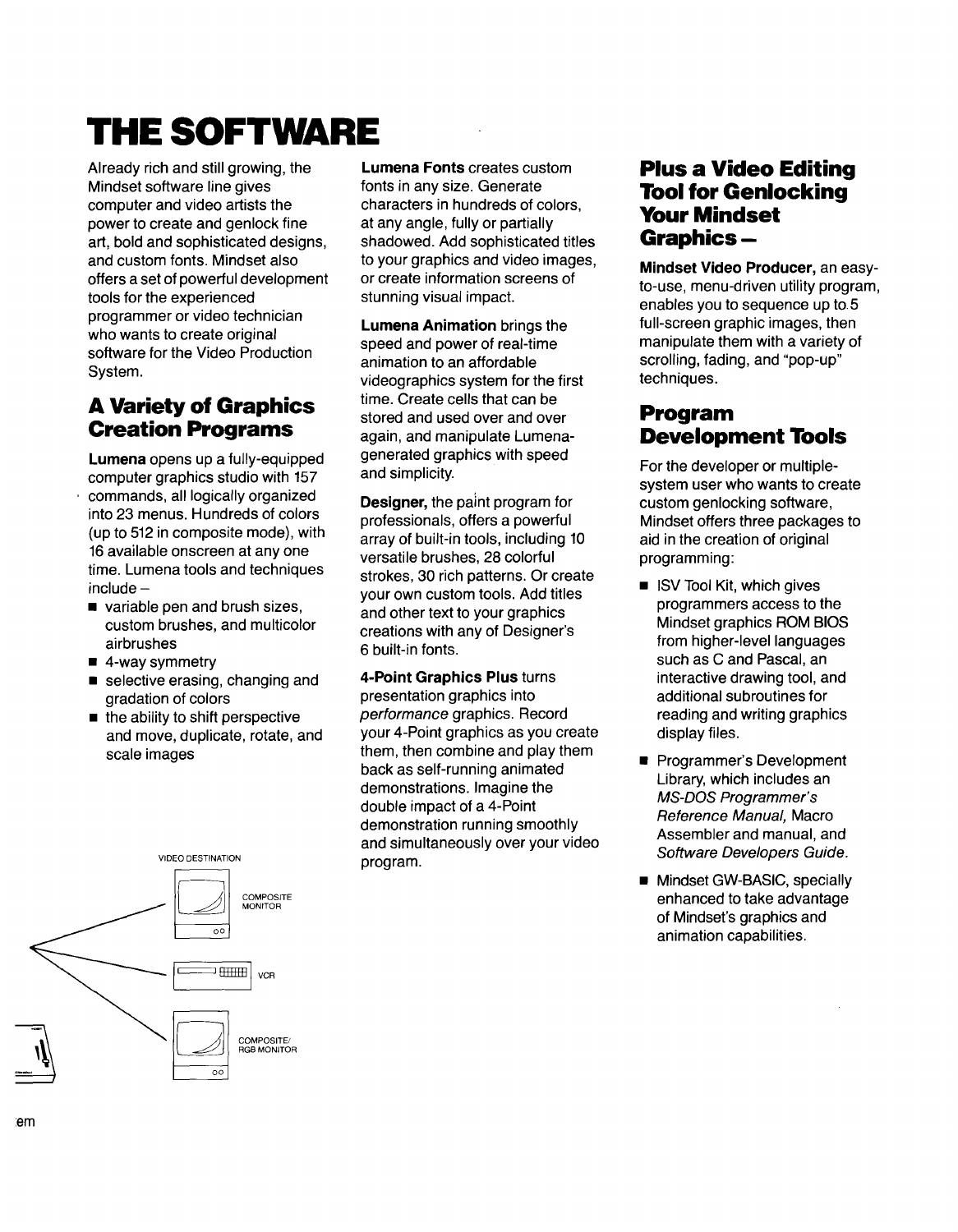# THE SOFTWARE

Already rich and still growing, the Mindset software line gives computer and video artists the power to create and genlock fine art, bold and sophisticated designs, and custom fonts. Mindset also offers a set of powerful development tools for the experienced programmer or video technician who wants to create original software for the Video Production System.

## A Variety of Graphics Creation Programs

**Lumena** opens up a fully-equipped computer graphics studio with 157 commands, all logically organized into 23 menus. Hundreds of colors (up to 512 in composite mode), with 16 available onscreen at any one time. Lumena tools and techniques include –

- variable pen and brush sizes, custom brushes, and multicolor airbrushes
- 4-way symmetry
- selective erasing, changing and gradation of colors
- the ability to shift perspective and move, duplicate, rotate, and scale images

VIDEO DESTINATION

COMPOSITE MONITOR

VCR

COMPOSITE/ RGB MONITOR

**Lumena Fonts** creates custom fonts in any size. Generate characters in hundreds of colors, at any angle, fully or partially shadowed. Add sophisticated titles to your graphics and video images, or create information screens of stunning visual impact.

**Lumena Animation** brings the speed and power of real-time animation to an affordable videographics system for the first time. Create cells that can be stored and used over and over again, and manipulate Lumena-generated graphics with speed and simplicity.

**Designer,** the paint program for professionals, offers a powerful array of built-in tools, including 10 versatile brushes, 28 colorful strokes, 30 rich patterns. Or create your own custom tools. Add titles and other text to your graphics creations with any of Designer's 6 built-in fonts.

**4-Point Graphics Plus** turns presentation graphics into *performance* graphics. Record your 4-Point graphics as you create them, then combine and play them back as self-running animated demonstrations. Imagine the double impact of a 4-Point demonstration running smoothly and simultaneously over your video program.

## Plus a Video Editing Tool for Genlocking Your Mindset Graphics –

**Mindset Video Producer,** an easy-to-use, menu-driven utility program, enables you to sequence up to 5 full-screen graphic images, then manipulate them with a variety of scrolling, fading, and "pop-up" techniques.

## Program Development Tools

For the developer or multiple-system user who wants to create custom genlocking software, Mindset offers three packages to aid in the creation of original programming:

- ISV Tool Kit, which gives programmers access to the Mindset graphics ROM BIOS from higher-level languages such as C and Pascal, an interactive drawing tool, and additional subroutines for reading and writing graphics display files.
- Programmer's Development Library, which includes an *MS-DOS Programmer's Reference Manual,* Macro Assembler and manual, and *Software Developers Guide.*
- Mindset GW-BASIC, specially enhanced to take advantage of Mindset's graphics and animation capabilities.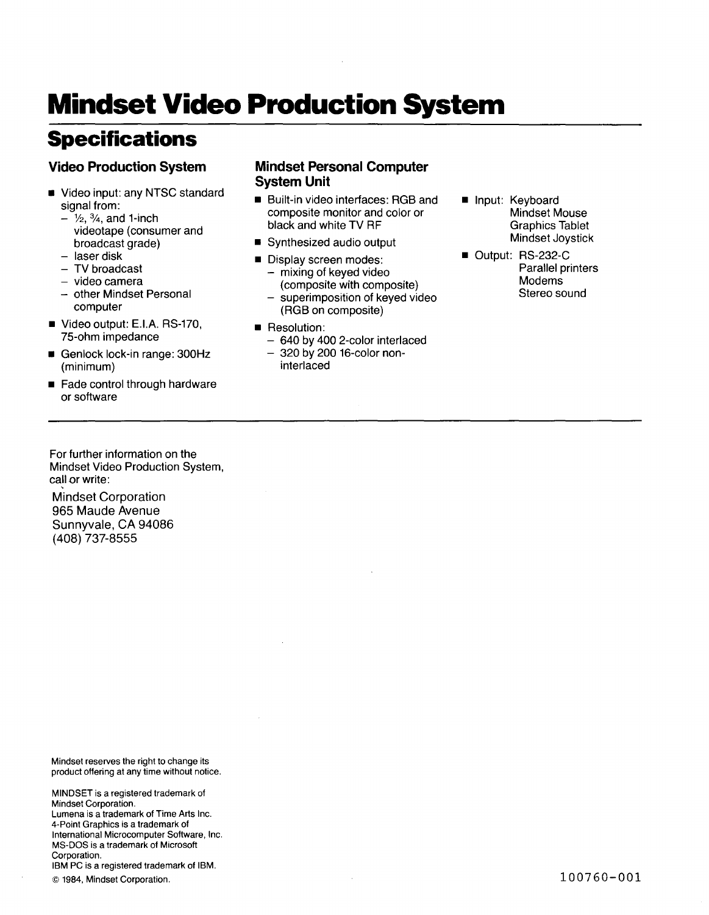# Mindset Video Production System

## Specifications

### Video Production System

- Video input: any NTSC standard signal from:
  - ½, ¾, and 1-inch videotape (consumer and broadcast grade)
  - laser disk
  - TV broadcast
  - video camera
  - other Mindset Personal computer
- Video output: E.I.A. RS-170, 75-ohm impedance
- Genlock lock-in range: 300Hz (minimum)
- Fade control through hardware or software

### Mindset Personal Computer System Unit

- Built-in video interfaces: RGB and composite monitor and color or black and white TV RF
- Synthesized audio output
- Display screen modes:
  - mixing of keyed video (composite with composite)
  - superimposition of keyed video (RGB on composite)
- Resolution:
  - 640 by 400 2-color interlaced
  - 320 by 200 16-color non-interlaced
- Input: Keyboard
  Mindset Mouse
  Graphics Tablet
  Mindset Joystick
- Output: RS-232-C
  Parallel printers
  Modems
  Stereo sound

---

For further information on the Mindset Video Production System, call or write:

Mindset Corporation
965 Maude Avenue
Sunnyvale, CA 94086
(408) 737-8555

Mindset reserves the right to change its product offering at any time without notice.

MINDSET is a registered trademark of Mindset Corporation.
Lumena is a trademark of Time Arts Inc.
4-Point Graphics is a trademark of International Microcomputer Software, Inc.
MS-DOS is a trademark of Microsoft Corporation.
IBM PC is a registered trademark of IBM.
© 1984, Mindset Corporation.

100760-001